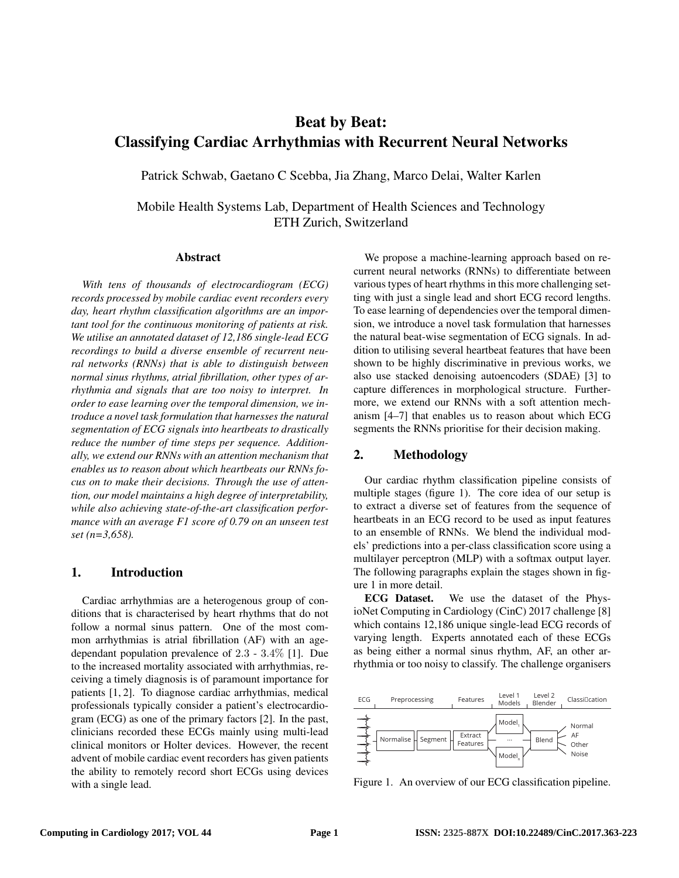# Beat by Beat:
# Classifying Cardiac Arrhythmias with Recurrent Neural Networks

Patrick Schwab, Gaetano C Scebba, Jia Zhang, Marco Delai, Walter Karlen

Mobile Health Systems Lab, Department of Health Sciences and Technology
ETH Zurich, Switzerland

## Abstract

*With tens of thousands of electrocardiogram (ECG) records processed by mobile cardiac event recorders every day, heart rhythm classification algorithms are an important tool for the continuous monitoring of patients at risk. We utilise an annotated dataset of 12,186 single-lead ECG recordings to build a diverse ensemble of recurrent neural networks (RNNs) that is able to distinguish between normal sinus rhythms, atrial fibrillation, other types of arrhythmia and signals that are too noisy to interpret. In order to ease learning over the temporal dimension, we introduce a novel task formulation that harnesses the natural segmentation of ECG signals into heartbeats to drastically reduce the number of time steps per sequence. Additionally, we extend our RNNs with an attention mechanism that enables us to reason about which heartbeats our RNNs focus on to make their decisions. Through the use of attention, our model maintains a high degree of interpretability, while also achieving state-of-the-art classification performance with an average F1 score of 0.79 on an unseen test set (n=3,658).*

## 1. Introduction

Cardiac arrhythmias are a heterogenous group of conditions that is characterised by heart rhythms that do not follow a normal sinus pattern. One of the most common arrhythmias is atrial fibrillation (AF) with an age-dependant population prevalence of $2.3$ - $3.4\%$ [1]. Due to the increased mortality associated with arrhythmias, receiving a timely diagnosis is of paramount importance for patients [1, 2]. To diagnose cardiac arrhythmias, medical professionals typically consider a patient's electrocardiogram (ECG) as one of the primary factors [2]. In the past, clinicians recorded these ECGs mainly using multi-lead clinical monitors or Holter devices. However, the recent advent of mobile cardiac event recorders has given patients the ability to remotely record short ECGs using devices with a single lead.

We propose a machine-learning approach based on recurrent neural networks (RNNs) to differentiate between various types of heart rhythms in this more challenging setting with just a single lead and short ECG record lengths. To ease learning of dependencies over the temporal dimension, we introduce a novel task formulation that harnesses the natural beat-wise segmentation of ECG signals. In addition to utilising several heartbeat features that have been shown to be highly discriminative in previous works, we also use stacked denoising autoencoders (SDAE) [3] to capture differences in morphological structure. Furthermore, we extend our RNNs with a soft attention mechanism [4–7] that enables us to reason about which ECG segments the RNNs prioritise for their decision making.

## 2. Methodology

Our cardiac rhythm classification pipeline consists of multiple stages (figure 1). The core idea of our setup is to extract a diverse set of features from the sequence of heartbeats in an ECG record to be used as input features to an ensemble of RNNs. We blend the individual models' predictions into a per-class classification score using a multilayer perceptron (MLP) with a softmax output layer. The following paragraphs explain the stages shown in figure 1 in more detail.

**ECG Dataset.** We use the dataset of the PhysioNet Computing in Cardiology (CinC) 2017 challenge [8] which contains 12,186 unique single-lead ECG records of varying length. Experts annotated each of these ECGs as being either a normal sinus rhythm, AF, an other arrhythmia or too noisy to classify. The challenge organisers

| ECG | Preprocessing | | Features | Level 1 Models | Level 2 Blender | Classification |
|---|---|---|---|---|---|---|
| | Normalise | Segment | Extract Features | Model$_1$ … Model$_n$ | Blend | Normal, AF, Other, Noise |

Figure 1. An overview of our ECG classification pipeline.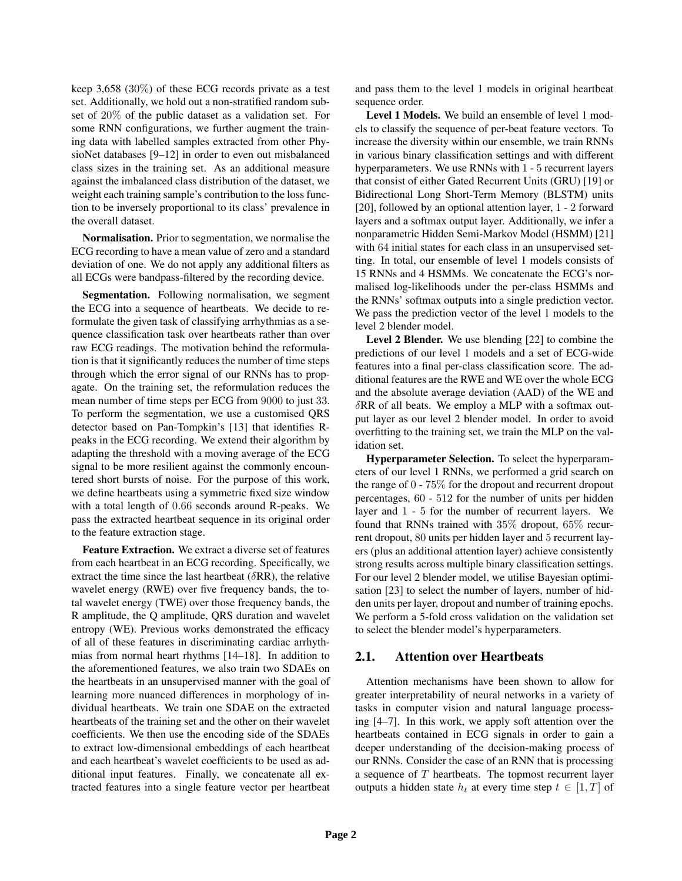keep 3,658 (30%) of these ECG records private as a test set. Additionally, we hold out a non-stratified random subset of 20% of the public dataset as a validation set. For some RNN configurations, we further augment the training data with labelled samples extracted from other PhysioNet databases [9–12] in order to even out misbalanced class sizes in the training set. As an additional measure against the imbalanced class distribution of the dataset, we weight each training sample's contribution to the loss function to be inversely proportional to its class' prevalence in the overall dataset.

**Normalisation.** Prior to segmentation, we normalise the ECG recording to have a mean value of zero and a standard deviation of one. We do not apply any additional filters as all ECGs were bandpass-filtered by the recording device.

**Segmentation.** Following normalisation, we segment the ECG into a sequence of heartbeats. We decide to reformulate the given task of classifying arrhythmias as a sequence classification task over heartbeats rather than over raw ECG readings. The motivation behind the reformulation is that it significantly reduces the number of time steps through which the error signal of our RNNs has to propagate. On the training set, the reformulation reduces the mean number of time steps per ECG from 9000 to just 33. To perform the segmentation, we use a customised QRS detector based on Pan-Tompkin's [13] that identifies R-peaks in the ECG recording. We extend their algorithm by adapting the threshold with a moving average of the ECG signal to be more resilient against the commonly encountered short bursts of noise. For the purpose of this work, we define heartbeats using a symmetric fixed size window with a total length of 0.66 seconds around R-peaks. We pass the extracted heartbeat sequence in its original order to the feature extraction stage.

**Feature Extraction.** We extract a diverse set of features from each heartbeat in an ECG recording. Specifically, we extract the time since the last heartbeat ($\delta$RR), the relative wavelet energy (RWE) over five frequency bands, the total wavelet energy (TWE) over those frequency bands, the R amplitude, the Q amplitude, QRS duration and wavelet entropy (WE). Previous works demonstrated the efficacy of all of these features in discriminating cardiac arrhythmias from normal heart rhythms [14–18]. In addition to the aforementioned features, we also train two SDAEs on the heartbeats in an unsupervised manner with the goal of learning more nuanced differences in morphology of individual heartbeats. We train one SDAE on the extracted heartbeats of the training set and the other on their wavelet coefficients. We then use the encoding side of the SDAEs to extract low-dimensional embeddings of each heartbeat and each heartbeat's wavelet coefficients to be used as additional input features. Finally, we concatenate all extracted features into a single feature vector per heartbeat and pass them to the level 1 models in original heartbeat sequence order.

**Level 1 Models.** We build an ensemble of level 1 models to classify the sequence of per-beat feature vectors. To increase the diversity within our ensemble, we train RNNs in various binary classification settings and with different hyperparameters. We use RNNs with 1 - 5 recurrent layers that consist of either Gated Recurrent Units (GRU) [19] or Bidirectional Long Short-Term Memory (BLSTM) units [20], followed by an optional attention layer, 1 - 2 forward layers and a softmax output layer. Additionally, we infer a nonparametric Hidden Semi-Markov Model (HSMM) [21] with 64 initial states for each class in an unsupervised setting. In total, our ensemble of level 1 models consists of 15 RNNs and 4 HSMMs. We concatenate the ECG's normalised log-likelihoods under the per-class HSMMs and the RNNs' softmax outputs into a single prediction vector. We pass the prediction vector of the level 1 models to the level 2 blender model.

**Level 2 Blender.** We use blending [22] to combine the predictions of our level 1 models and a set of ECG-wide features into a final per-class classification score. The additional features are the RWE and WE over the whole ECG and the absolute average deviation (AAD) of the WE and $\delta$RR of all beats. We employ a MLP with a softmax output layer as our level 2 blender model. In order to avoid overfitting to the training set, we train the MLP on the validation set.

**Hyperparameter Selection.** To select the hyperparameters of our level 1 RNNs, we performed a grid search on the range of 0 - 75% for the dropout and recurrent dropout percentages, 60 - 512 for the number of units per hidden layer and 1 - 5 for the number of recurrent layers. We found that RNNs trained with 35% dropout, 65% recurrent dropout, 80 units per hidden layer and 5 recurrent layers (plus an additional attention layer) achieve consistently strong results across multiple binary classification settings. For our level 2 blender model, we utilise Bayesian optimisation [23] to select the number of layers, number of hidden units per layer, dropout and number of training epochs. We perform a 5-fold cross validation on the validation set to select the blender model's hyperparameters.

## 2.1. Attention over Heartbeats

Attention mechanisms have been shown to allow for greater interpretability of neural networks in a variety of tasks in computer vision and natural language processing [4–7]. In this work, we apply soft attention over the heartbeats contained in ECG signals in order to gain a deeper understanding of the decision-making process of our RNNs. Consider the case of an RNN that is processing a sequence of $T$ heartbeats. The topmost recurrent layer outputs a hidden state $h_t$ at every time step $t \in [1, T]$ of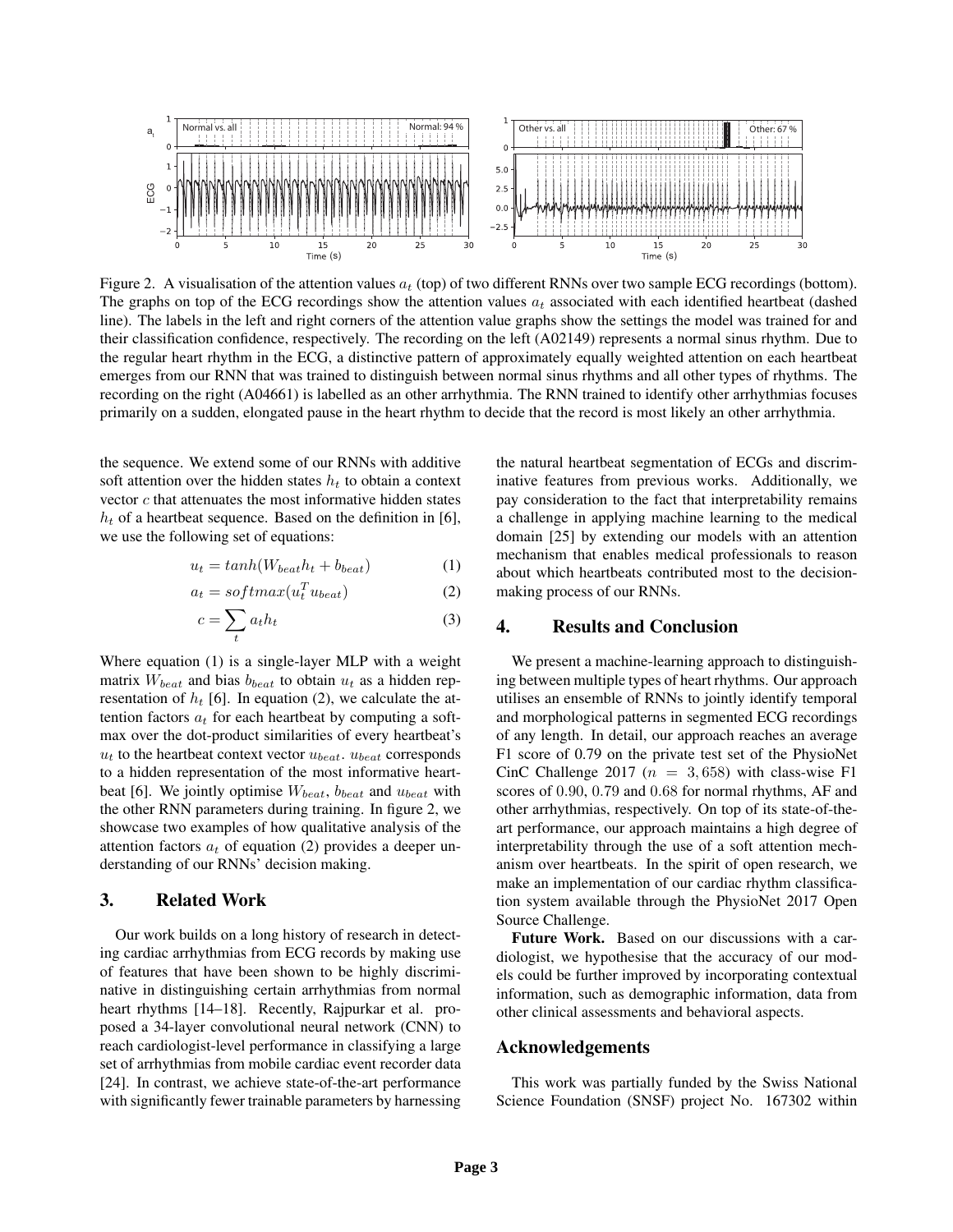Figure 2. A visualisation of the attention values $a_t$ (top) of two different RNNs over two sample ECG recordings (bottom). The graphs on top of the ECG recordings show the attention values $a_t$ associated with each identified heartbeat (dashed line). The labels in the left and right corners of the attention value graphs show the settings the model was trained for and their classification confidence, respectively. The recording on the left (A02149) represents a normal sinus rhythm. Due to the regular heart rhythm in the ECG, a distinctive pattern of approximately equally weighted attention on each heartbeat emerges from our RNN that was trained to distinguish between normal sinus rhythms and all other types of rhythms. The recording on the right (A04661) is labelled as an other arrhythmia. The RNN trained to identify other arrhythmias focuses primarily on a sudden, elongated pause in the heart rhythm to decide that the record is most likely an other arrhythmia.

the sequence. We extend some of our RNNs with additive soft attention over the hidden states $h_t$ to obtain a context vector $c$ that attenuates the most informative hidden states $h_t$ of a heartbeat sequence. Based on the definition in [6], we use the following set of equations:

$$u_t = tanh(W_{beat}h_t + b_{beat}) \tag{1}$$

$$a_t = softmax(u_t^T u_{beat}) \tag{2}$$

$$c = \sum_t a_t h_t \tag{3}$$

Where equation (1) is a single-layer MLP with a weight matrix $W_{beat}$ and bias $b_{beat}$ to obtain $u_t$ as a hidden representation of $h_t$ [6]. In equation (2), we calculate the attention factors $a_t$ for each heartbeat by computing a softmax over the dot-product similarities of every heartbeat's $u_t$ to the heartbeat context vector $u_{beat}$. $u_{beat}$ corresponds to a hidden representation of the most informative heartbeat [6]. We jointly optimise $W_{beat}$, $b_{beat}$ and $u_{beat}$ with the other RNN parameters during training. In figure 2, we showcase two examples of how qualitative analysis of the attention factors $a_t$ of equation (2) provides a deeper understanding of our RNNs' decision making.

## 3. Related Work

Our work builds on a long history of research in detecting cardiac arrhythmias from ECG records by making use of features that have been shown to be highly discriminative in distinguishing certain arrhythmias from normal heart rhythms [14–18]. Recently, Rajpurkar et al. proposed a 34-layer convolutional neural network (CNN) to reach cardiologist-level performance in classifying a large set of arrhythmias from mobile cardiac event recorder data [24]. In contrast, we achieve state-of-the-art performance with significantly fewer trainable parameters by harnessing the natural heartbeat segmentation of ECGs and discriminative features from previous works. Additionally, we pay consideration to the fact that interpretability remains a challenge in applying machine learning to the medical domain [25] by extending our models with an attention mechanism that enables medical professionals to reason about which heartbeats contributed most to the decision-making process of our RNNs.

## 4. Results and Conclusion

We present a machine-learning approach to distinguishing between multiple types of heart rhythms. Our approach utilises an ensemble of RNNs to jointly identify temporal and morphological patterns in segmented ECG recordings of any length. In detail, our approach reaches an average F1 score of 0.79 on the private test set of the PhysioNet CinC Challenge 2017 ($n = 3,658$) with class-wise F1 scores of $0.90$, $0.79$ and $0.68$ for normal rhythms, AF and other arrhythmias, respectively. On top of its state-of-the-art performance, our approach maintains a high degree of interpretability through the use of a soft attention mechanism over heartbeats. In the spirit of open research, we make an implementation of our cardiac rhythm classification system available through the PhysioNet 2017 Open Source Challenge.

**Future Work.** Based on our discussions with a cardiologist, we hypothesise that the accuracy of our models could be further improved by incorporating contextual information, such as demographic information, data from other clinical assessments and behavioral aspects.

## Acknowledgements

This work was partially funded by the Swiss National Science Foundation (SNSF) project No. 167302 within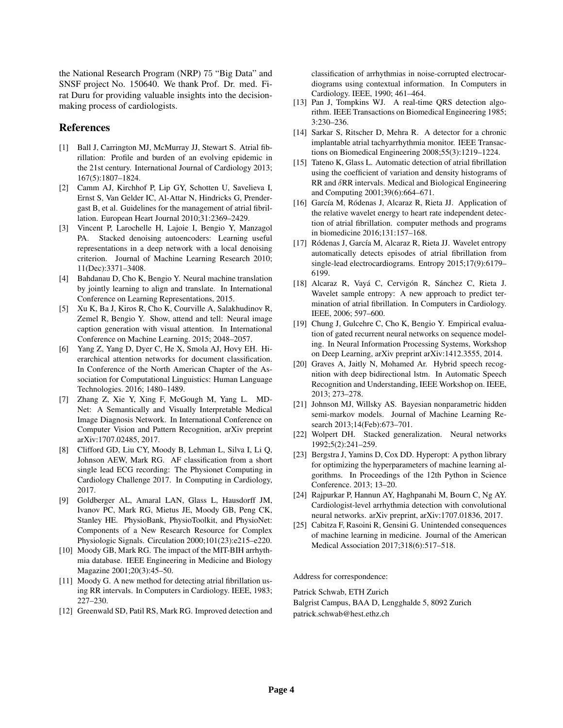the National Research Program (NRP) 75 “Big Data” and SNSF project No. 150640. We thank Prof. Dr. med. Firat Duru for providing valuable insights into the decision-making process of cardiologists.

## References

[1] Ball J, Carrington MJ, McMurray JJ, Stewart S. Atrial fibrillation: Profile and burden of an evolving epidemic in the 21st century. International Journal of Cardiology 2013; 167(5):1807–1824.

[2] Camm AJ, Kirchhof P, Lip GY, Schotten U, Savelieva I, Ernst S, Van Gelder IC, Al-Attar N, Hindricks G, Prendergast B, et al. Guidelines for the management of atrial fibrillation. European Heart Journal 2010;31:2369–2429.

[3] Vincent P, Larochelle H, Lajoie I, Bengio Y, Manzagol PA. Stacked denoising autoencoders: Learning useful representations in a deep network with a local denoising criterion. Journal of Machine Learning Research 2010; 11(Dec):3371–3408.

[4] Bahdanau D, Cho K, Bengio Y. Neural machine translation by jointly learning to align and translate. In International Conference on Learning Representations, 2015.

[5] Xu K, Ba J, Kiros R, Cho K, Courville A, Salakhudinov R, Zemel R, Bengio Y. Show, attend and tell: Neural image caption generation with visual attention. In International Conference on Machine Learning. 2015; 2048–2057.

[6] Yang Z, Yang D, Dyer C, He X, Smola AJ, Hovy EH. Hierarchical attention networks for document classification. In Conference of the North American Chapter of the Association for Computational Linguistics: Human Language Technologies. 2016; 1480–1489.

[7] Zhang Z, Xie Y, Xing F, McGough M, Yang L. MDNet: A Semantically and Visually Interpretable Medical Image Diagnosis Network. In International Conference on Computer Vision and Pattern Recognition, arXiv preprint arXiv:1707.02485, 2017.

[8] Clifford GD, Liu CY, Moody B, Lehman L, Silva I, Li Q, Johnson AEW, Mark RG. AF classification from a short single lead ECG recording: The Physionet Computing in Cardiology Challenge 2017. In Computing in Cardiology, 2017.

[9] Goldberger AL, Amaral LAN, Glass L, Hausdorff JM, Ivanov PC, Mark RG, Mietus JE, Moody GB, Peng CK, Stanley HE. PhysioBank, PhysioToolkit, and PhysioNet: Components of a New Research Resource for Complex Physiologic Signals. Circulation 2000;101(23):e215–e220.

[10] Moody GB, Mark RG. The impact of the MIT-BIH arrhythmia database. IEEE Engineering in Medicine and Biology Magazine 2001;20(3):45–50.

[11] Moody G. A new method for detecting atrial fibrillation using RR intervals. In Computers in Cardiology. IEEE, 1983; 227–230.

[12] Greenwald SD, Patil RS, Mark RG. Improved detection and classification of arrhythmias in noise-corrupted electrocardiograms using contextual information. In Computers in Cardiology. IEEE, 1990; 461–464.

[13] Pan J, Tompkins WJ. A real-time QRS detection algorithm. IEEE Transactions on Biomedical Engineering 1985; 3:230–236.

[14] Sarkar S, Ritscher D, Mehra R. A detector for a chronic implantable atrial tachyarrhythmia monitor. IEEE Transactions on Biomedical Engineering 2008;55(3):1219–1224.

[15] Tateno K, Glass L. Automatic detection of atrial fibrillation using the coefficient of variation and density histograms of RR and $\delta$RR intervals. Medical and Biological Engineering and Computing 2001;39(6):664–671.

[16] García M, Ródenas J, Alcaraz R, Rieta JJ. Application of the relative wavelet energy to heart rate independent detection of atrial fibrillation. computer methods and programs in biomedicine 2016;131:157–168.

[17] Ródenas J, García M, Alcaraz R, Rieta JJ. Wavelet entropy automatically detects episodes of atrial fibrillation from single-lead electrocardiograms. Entropy 2015;17(9):6179–6199.

[18] Alcaraz R, Vayá C, Cervigón R, Sánchez C, Rieta J. Wavelet sample entropy: A new approach to predict termination of atrial fibrillation. In Computers in Cardiology. IEEE, 2006; 597–600.

[19] Chung J, Gulcehre C, Cho K, Bengio Y. Empirical evaluation of gated recurrent neural networks on sequence modeling. In Neural Information Processing Systems, Workshop on Deep Learning, arXiv preprint arXiv:1412.3555, 2014.

[20] Graves A, Jaitly N, Mohamed Ar. Hybrid speech recognition with deep bidirectional lstm. In Automatic Speech Recognition and Understanding, IEEE Workshop on. IEEE, 2013; 273–278.

[21] Johnson MJ, Willsky AS. Bayesian nonparametric hidden semi-markov models. Journal of Machine Learning Research 2013;14(Feb):673–701.

[22] Wolpert DH. Stacked generalization. Neural networks 1992;5(2):241–259.

[23] Bergstra J, Yamins D, Cox DD. Hyperopt: A python library for optimizing the hyperparameters of machine learning algorithms. In Proceedings of the 12th Python in Science Conference. 2013; 13–20.

[24] Rajpurkar P, Hannun AY, Haghpanahi M, Bourn C, Ng AY. Cardiologist-level arrhythmia detection with convolutional neural networks. arXiv preprint, arXiv:1707.01836, 2017.

[25] Cabitza F, Rasoini R, Gensini G. Unintended consequences of machine learning in medicine. Journal of the American Medical Association 2017;318(6):517–518.

Address for correspondence:

Patrick Schwab, ETH Zurich
Balgrist Campus, BAA D, Lengghalde 5, 8092 Zurich
patrick.schwab@hest.ethz.ch